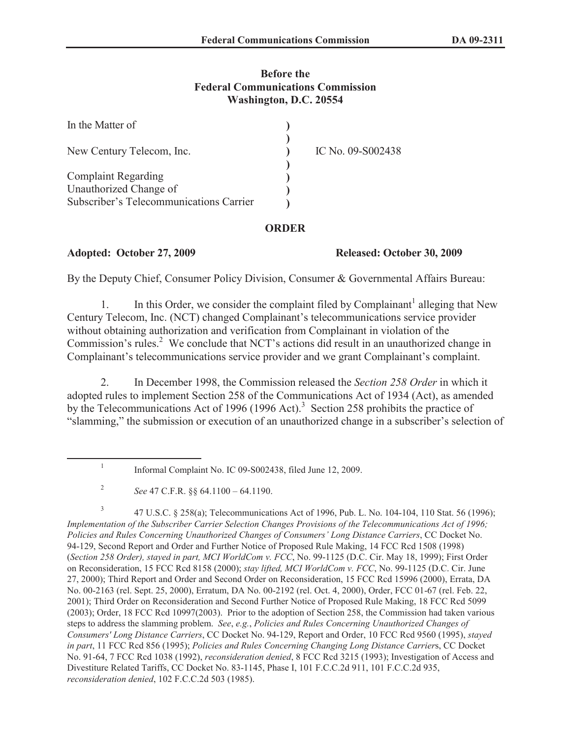**Before the**
**Federal Communications Commission**
**Washington, D.C. 20554**

| | | |
|---|---|---|
| In the Matter of | ) | |
| | ) | |
| New Century Telecom, Inc. | ) | IC No. 09-S002438 |
| | ) | |
| Complaint Regarding | ) | |
| Unauthorized Change of | ) | |
| Subscriber's Telecommunications Carrier | ) | |

**ORDER**

**Adopted: October 27, 2009** **Released: October 30, 2009**

By the Deputy Chief, Consumer Policy Division, Consumer & Governmental Affairs Bureau:

1. In this Order, we consider the complaint filed by Complainant[1] alleging that New Century Telecom, Inc. (NCT) changed Complainant's telecommunications service provider without obtaining authorization and verification from Complainant in violation of the Commission's rules.[2] We conclude that NCT's actions did result in an unauthorized change in Complainant's telecommunications service provider and we grant Complainant's complaint.

2. In December 1998, the Commission released the *Section 258 Order* in which it adopted rules to implement Section 258 of the Communications Act of 1934 (Act), as amended by the Telecommunications Act of 1996 (1996 Act).[3] Section 258 prohibits the practice of "slamming," the submission or execution of an unauthorized change in a subscriber's selection of

---

[1] Informal Complaint No. IC 09-S002438, filed June 12, 2009.

[2] *See* 47 C.F.R. §§ 64.1100 – 64.1190.

[3] 47 U.S.C. § 258(a); Telecommunications Act of 1996, Pub. L. No. 104-104, 110 Stat. 56 (1996); *Implementation of the Subscriber Carrier Selection Changes Provisions of the Telecommunications Act of 1996; Policies and Rules Concerning Unauthorized Changes of Consumers' Long Distance Carriers*, CC Docket No. 94-129, Second Report and Order and Further Notice of Proposed Rule Making, 14 FCC Rcd 1508 (1998) (*Section 258 Order), stayed in part, MCI WorldCom v. FCC*, No. 99-1125 (D.C. Cir. May 18, 1999); First Order on Reconsideration, 15 FCC Rcd 8158 (2000); *stay lifted, MCI WorldCom v. FCC*, No. 99-1125 (D.C. Cir. June 27, 2000); Third Report and Order and Second Order on Reconsideration, 15 FCC Rcd 15996 (2000), Errata, DA No. 00-2163 (rel. Sept. 25, 2000), Erratum, DA No. 00-2192 (rel. Oct. 4, 2000), Order, FCC 01-67 (rel. Feb. 22, 2001); Third Order on Reconsideration and Second Further Notice of Proposed Rule Making, 18 FCC Rcd 5099 (2003); Order, 18 FCC Rcd 10997(2003). Prior to the adoption of Section 258, the Commission had taken various steps to address the slamming problem. *See*, *e.g.*, *Policies and Rules Concerning Unauthorized Changes of Consumers' Long Distance Carriers*, CC Docket No. 94-129, Report and Order, 10 FCC Rcd 9560 (1995), *stayed in part*, 11 FCC Rcd 856 (1995); *Policies and Rules Concerning Changing Long Distance Carrier*s, CC Docket No. 91-64, 7 FCC Rcd 1038 (1992), *reconsideration denied*, 8 FCC Rcd 3215 (1993); Investigation of Access and Divestiture Related Tariffs, CC Docket No. 83-1145, Phase I, 101 F.C.C.2d 911, 101 F.C.C.2d 935, *reconsideration denied*, 102 F.C.C.2d 503 (1985).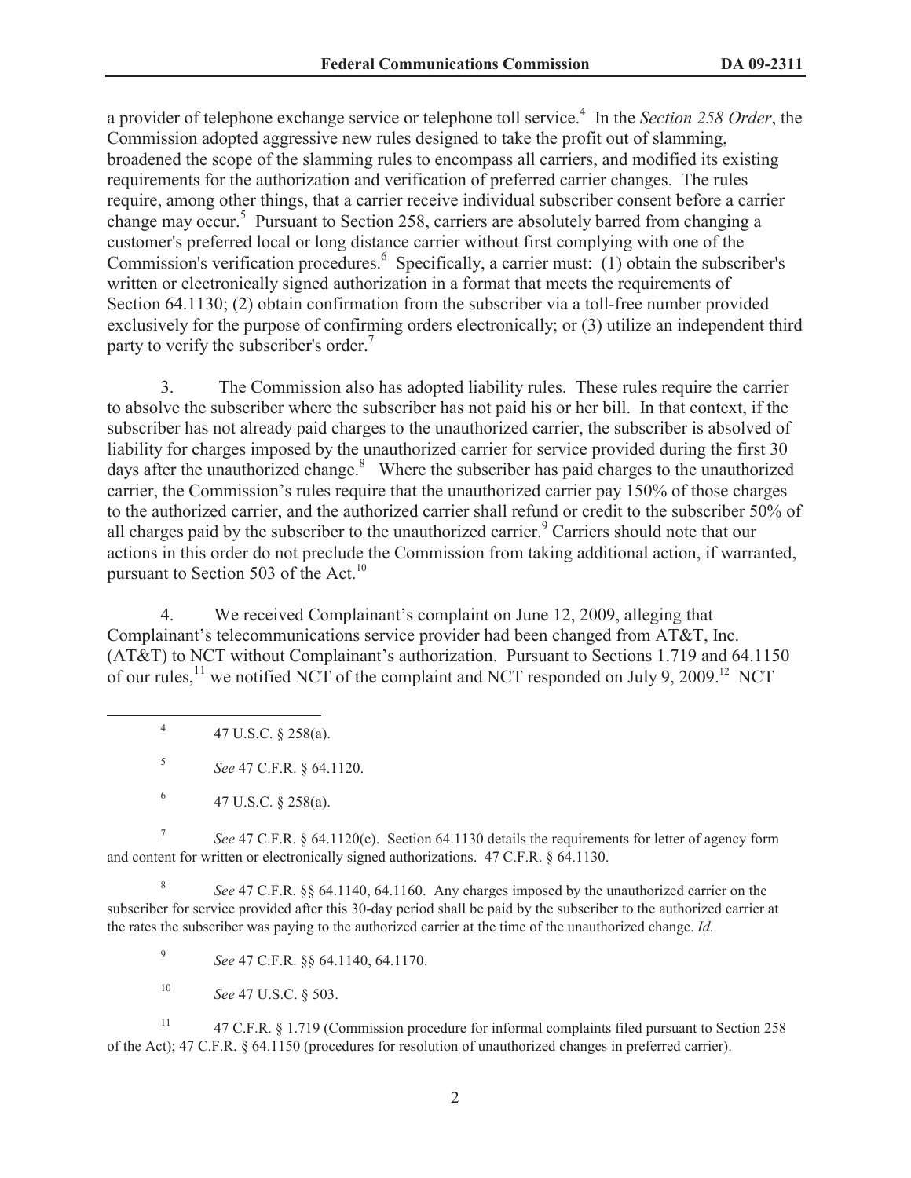a provider of telephone exchange service or telephone toll service.[4] In the *Section 258 Order*, the Commission adopted aggressive new rules designed to take the profit out of slamming, broadened the scope of the slamming rules to encompass all carriers, and modified its existing requirements for the authorization and verification of preferred carrier changes. The rules require, among other things, that a carrier receive individual subscriber consent before a carrier change may occur.[5] Pursuant to Section 258, carriers are absolutely barred from changing a customer's preferred local or long distance carrier without first complying with one of the Commission's verification procedures.[6] Specifically, a carrier must: (1) obtain the subscriber's written or electronically signed authorization in a format that meets the requirements of Section 64.1130; (2) obtain confirmation from the subscriber via a toll-free number provided exclusively for the purpose of confirming orders electronically; or (3) utilize an independent third party to verify the subscriber's order.[7]

3. The Commission also has adopted liability rules. These rules require the carrier to absolve the subscriber where the subscriber has not paid his or her bill. In that context, if the subscriber has not already paid charges to the unauthorized carrier, the subscriber is absolved of liability for charges imposed by the unauthorized carrier for service provided during the first 30 days after the unauthorized change.[8] Where the subscriber has paid charges to the unauthorized carrier, the Commission's rules require that the unauthorized carrier pay 150% of those charges to the authorized carrier, and the authorized carrier shall refund or credit to the subscriber 50% of all charges paid by the subscriber to the unauthorized carrier.[9] Carriers should note that our actions in this order do not preclude the Commission from taking additional action, if warranted, pursuant to Section 503 of the Act.[10]

4. We received Complainant's complaint on June 12, 2009, alleging that Complainant's telecommunications service provider had been changed from AT&T, Inc. (AT&T) to NCT without Complainant's authorization. Pursuant to Sections 1.719 and 64.1150 of our rules,[11] we notified NCT of the complaint and NCT responded on July 9, 2009.[12] NCT

---

[4] 47 U.S.C. § 258(a).

[5] *See* 47 C.F.R. § 64.1120.

[6] 47 U.S.C. § 258(a).

[7] *See* 47 C.F.R. § 64.1120(c). Section 64.1130 details the requirements for letter of agency form and content for written or electronically signed authorizations. 47 C.F.R. § 64.1130.

[8] *See* 47 C.F.R. §§ 64.1140, 64.1160. Any charges imposed by the unauthorized carrier on the subscriber for service provided after this 30-day period shall be paid by the subscriber to the authorized carrier at the rates the subscriber was paying to the authorized carrier at the time of the unauthorized change. *Id.*

[9] *See* 47 C.F.R. §§ 64.1140, 64.1170.

[10] *See* 47 U.S.C. § 503.

[11] 47 C.F.R. § 1.719 (Commission procedure for informal complaints filed pursuant to Section 258 of the Act); 47 C.F.R. § 64.1150 (procedures for resolution of unauthorized changes in preferred carrier).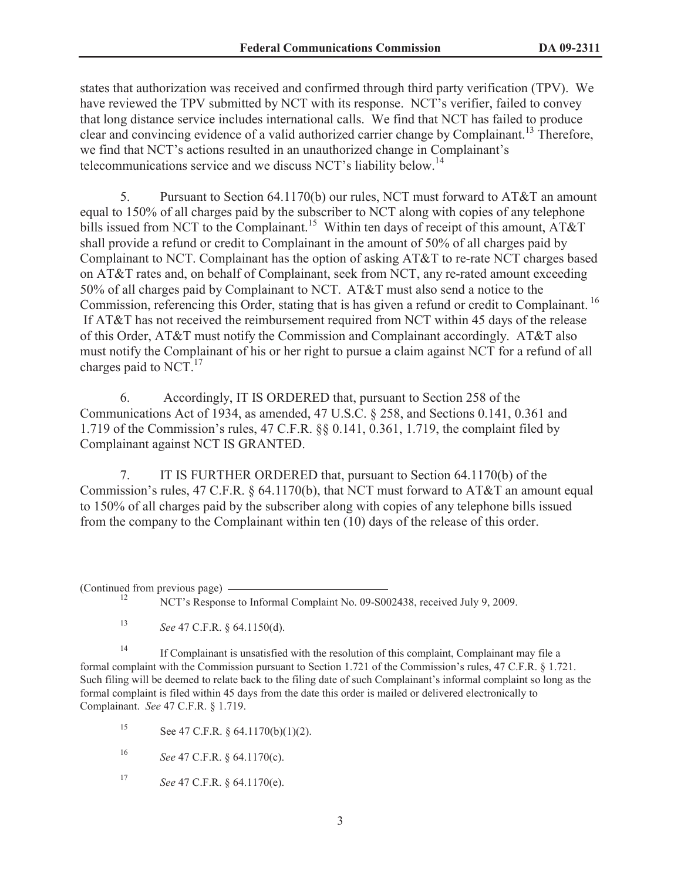states that authorization was received and confirmed through third party verification (TPV). We have reviewed the TPV submitted by NCT with its response. NCT's verifier, failed to convey that long distance service includes international calls. We find that NCT has failed to produce clear and convincing evidence of a valid authorized carrier change by Complainant.[13] Therefore, we find that NCT's actions resulted in an unauthorized change in Complainant's telecommunications service and we discuss NCT's liability below.[14]

5. Pursuant to Section 64.1170(b) our rules, NCT must forward to AT&T an amount equal to 150% of all charges paid by the subscriber to NCT along with copies of any telephone bills issued from NCT to the Complainant.[15] Within ten days of receipt of this amount, AT&T shall provide a refund or credit to Complainant in the amount of 50% of all charges paid by Complainant to NCT. Complainant has the option of asking AT&T to re-rate NCT charges based on AT&T rates and, on behalf of Complainant, seek from NCT, any re-rated amount exceeding 50% of all charges paid by Complainant to NCT. AT&T must also send a notice to the Commission, referencing this Order, stating that is has given a refund or credit to Complainant.[16] If AT&T has not received the reimbursement required from NCT within 45 days of the release of this Order, AT&T must notify the Commission and Complainant accordingly. AT&T also must notify the Complainant of his or her right to pursue a claim against NCT for a refund of all charges paid to NCT.[17]

6. Accordingly, IT IS ORDERED that, pursuant to Section 258 of the Communications Act of 1934, as amended, 47 U.S.C. § 258, and Sections 0.141, 0.361 and 1.719 of the Commission's rules, 47 C.F.R. §§ 0.141, 0.361, 1.719, the complaint filed by Complainant against NCT IS GRANTED.

7. IT IS FURTHER ORDERED that, pursuant to Section 64.1170(b) of the Commission's rules, 47 C.F.R. § 64.1170(b), that NCT must forward to AT&T an amount equal to 150% of all charges paid by the subscriber along with copies of any telephone bills issued from the company to the Complainant within ten (10) days of the release of this order.

---

(Continued from previous page)

[12] NCT's Response to Informal Complaint No. 09-S002438, received July 9, 2009.

[13] *See* 47 C.F.R. § 64.1150(d).

[14] If Complainant is unsatisfied with the resolution of this complaint, Complainant may file a formal complaint with the Commission pursuant to Section 1.721 of the Commission's rules, 47 C.F.R. § 1.721. Such filing will be deemed to relate back to the filing date of such Complainant's informal complaint so long as the formal complaint is filed within 45 days from the date this order is mailed or delivered electronically to Complainant. *See* 47 C.F.R. § 1.719.

[15] See 47 C.F.R. § 64.1170(b)(1)(2).

[16] *See* 47 C.F.R. § 64.1170(c).

[17] *See* 47 C.F.R. § 64.1170(e).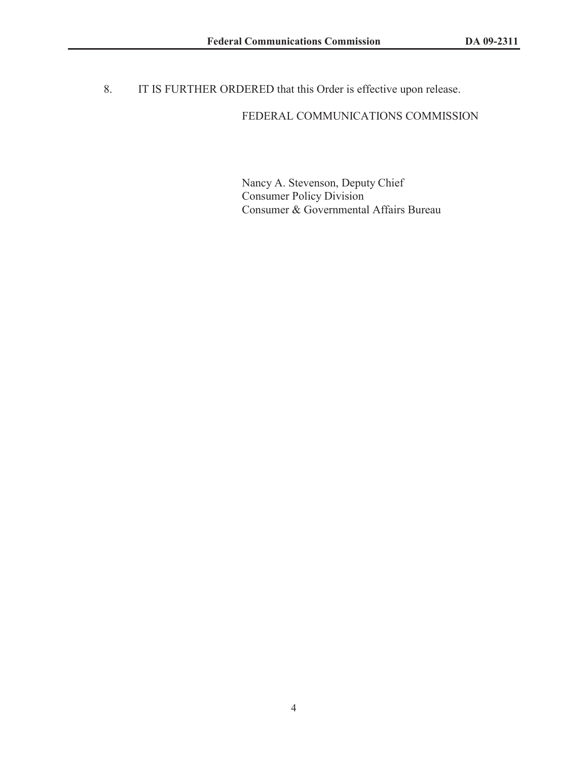8. IT IS FURTHER ORDERED that this Order is effective upon release.

FEDERAL COMMUNICATIONS COMMISSION

Nancy A. Stevenson, Deputy Chief
Consumer Policy Division
Consumer & Governmental Affairs Bureau